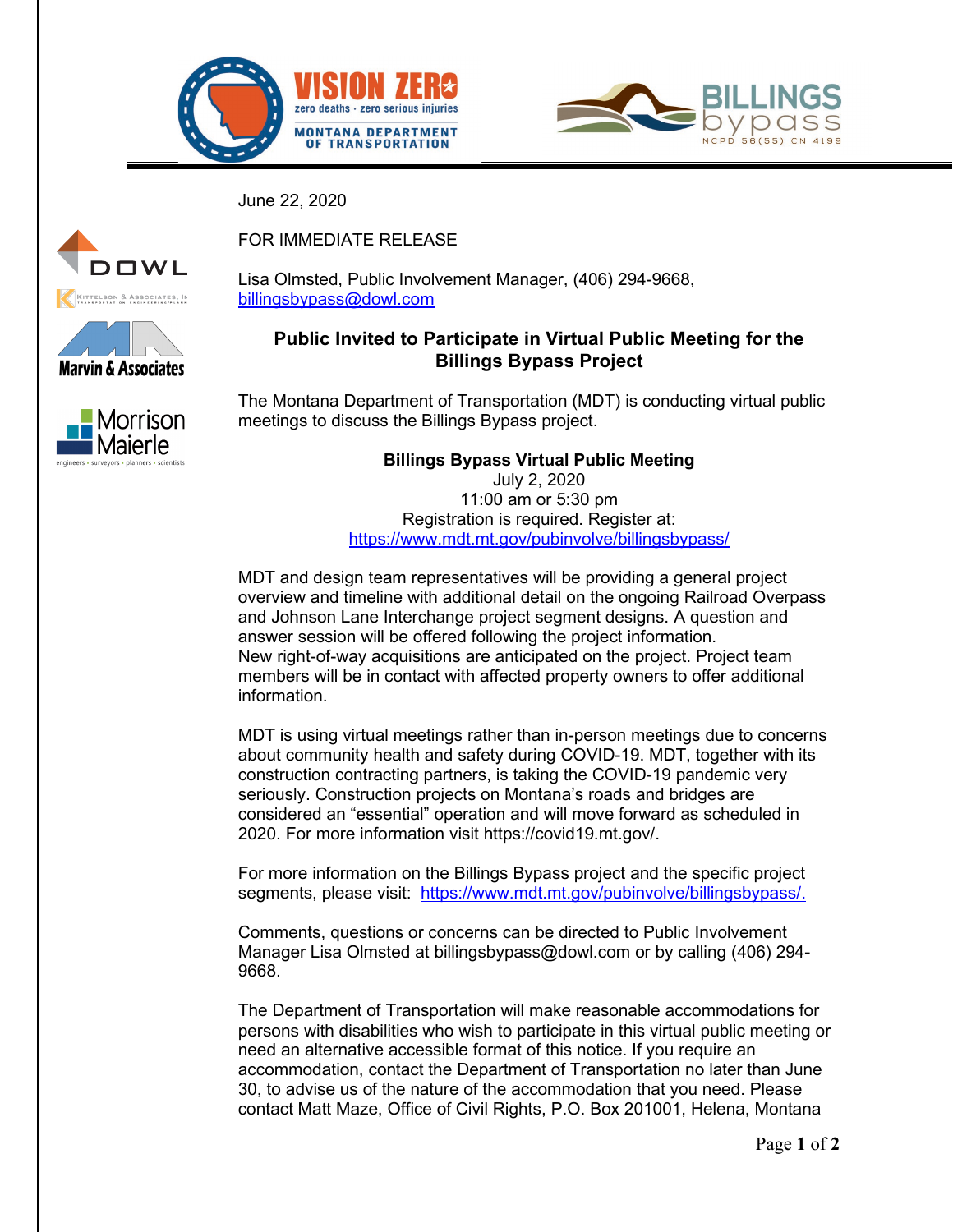June 22, 2020

FOR IMMEDIATE RELEASE

Lisa Olmsted, Public Involvement Manager, (406) 294-9668,
billingsbypass@dowl.com

## Public Invited to Participate in Virtual Public Meeting for the Billings Bypass Project

The Montana Department of Transportation (MDT) is conducting virtual public meetings to discuss the Billings Bypass project.

**Billings Bypass Virtual Public Meeting**
July 2, 2020
11:00 am or 5:30 pm
Registration is required. Register at:
https://www.mdt.mt.gov/pubinvolve/billingsbypass/

MDT and design team representatives will be providing a general project overview and timeline with additional detail on the ongoing Railroad Overpass and Johnson Lane Interchange project segment designs. A question and answer session will be offered following the project information.
New right-of-way acquisitions are anticipated on the project. Project team members will be in contact with affected property owners to offer additional information.

MDT is using virtual meetings rather than in-person meetings due to concerns about community health and safety during COVID-19. MDT, together with its construction contracting partners, is taking the COVID-19 pandemic very seriously. Construction projects on Montana's roads and bridges are considered an "essential" operation and will move forward as scheduled in 2020. For more information visit https://covid19.mt.gov/.

For more information on the Billings Bypass project and the specific project segments, please visit: https://www.mdt.mt.gov/pubinvolve/billingsbypass/.

Comments, questions or concerns can be directed to Public Involvement Manager Lisa Olmsted at billingsbypass@dowl.com or by calling (406) 294-9668.

The Department of Transportation will make reasonable accommodations for persons with disabilities who wish to participate in this virtual public meeting or need an alternative accessible format of this notice. If you require an accommodation, contact the Department of Transportation no later than June 30, to advise us of the nature of the accommodation that you need. Please contact Matt Maze, Office of Civil Rights, P.O. Box 201001, Helena, Montana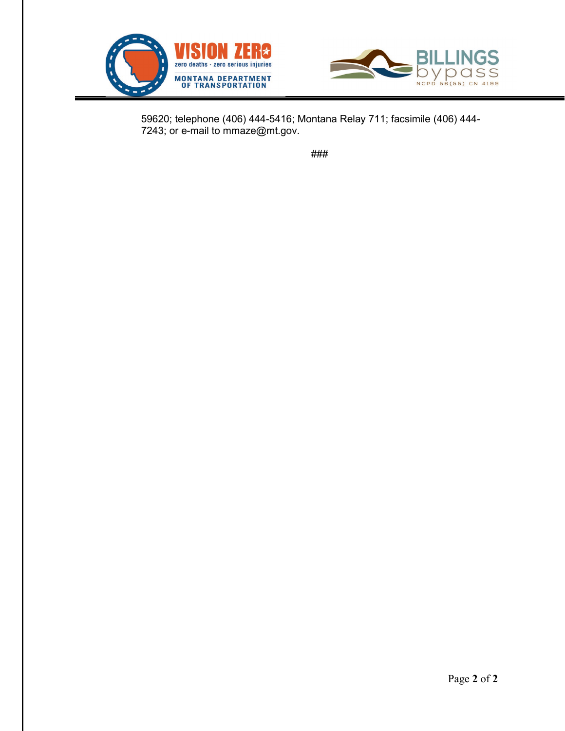59620; telephone (406) 444-5416; Montana Relay 711; facsimile (406) 444-7243; or e-mail to mmaze@mt.gov.

###